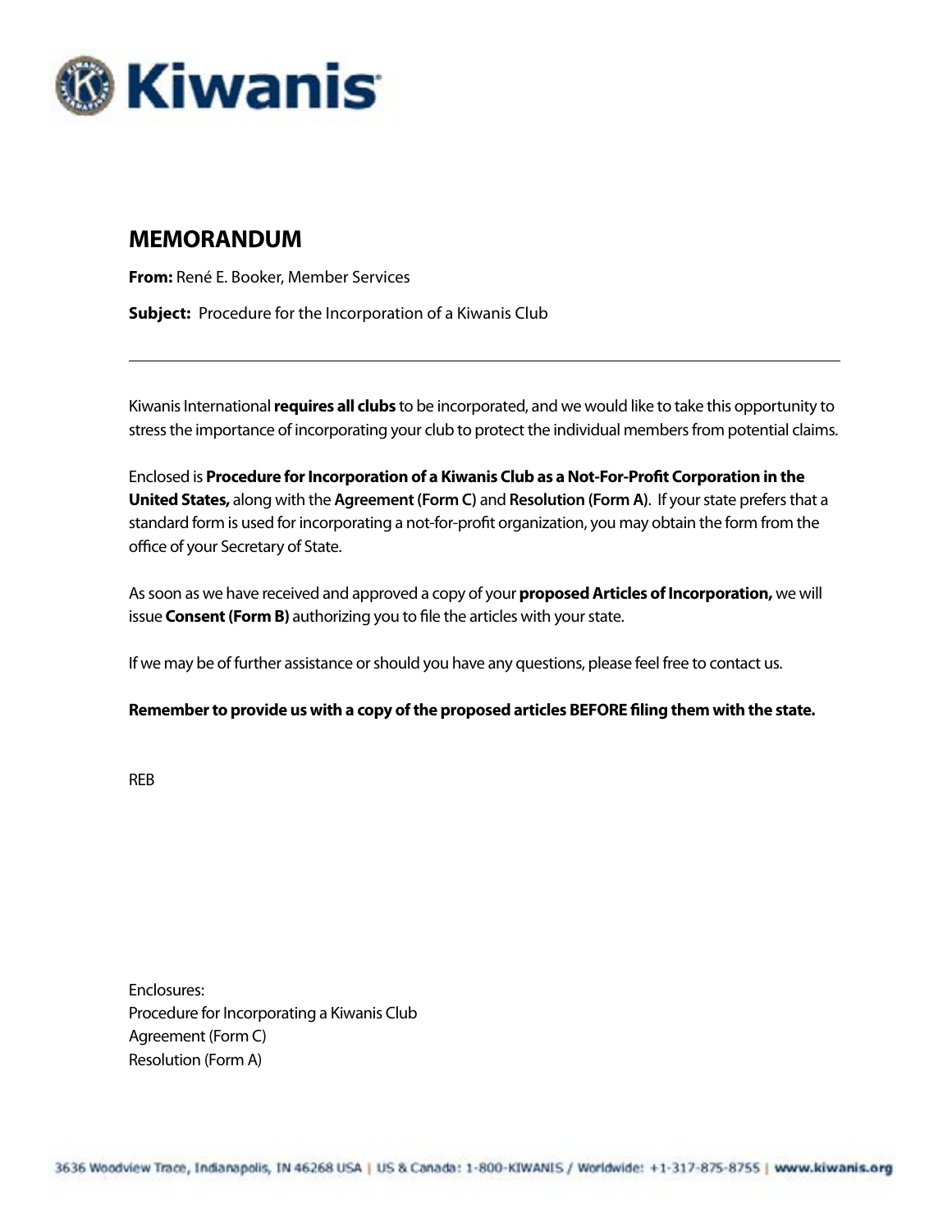Kiwanis

# MEMORANDUM

**From:** René E. Booker, Member Services

**Subject:** Procedure for the Incorporation of a Kiwanis Club

---

Kiwanis International **requires all clubs** to be incorporated, and we would like to take this opportunity to stress the importance of incorporating your club to protect the individual members from potential claims.

Enclosed is **Procedure for Incorporation of a Kiwanis Club as a Not-For-Profit Corporation in the United States,** along with the **Agreement (Form C)** and **Resolution (Form A)**. If your state prefers that a standard form is used for incorporating a not-for-profit organization, you may obtain the form from the office of your Secretary of State.

As soon as we have received and approved a copy of your **proposed Articles of Incorporation,** we will issue **Consent (Form B)** authorizing you to file the articles with your state.

If we may be of further assistance or should you have any questions, please feel free to contact us.

**Remember to provide us with a copy of the proposed articles BEFORE filing them with the state.**

REB

Enclosures:
Procedure for Incorporating a Kiwanis Club
Agreement (Form C)
Resolution (Form A)

3636 Woodview Trace, Indianapolis, IN 46268 USA | US & Canada: 1-800-KIWANIS / Worldwide: +1-317-875-8755 | www.kiwanis.org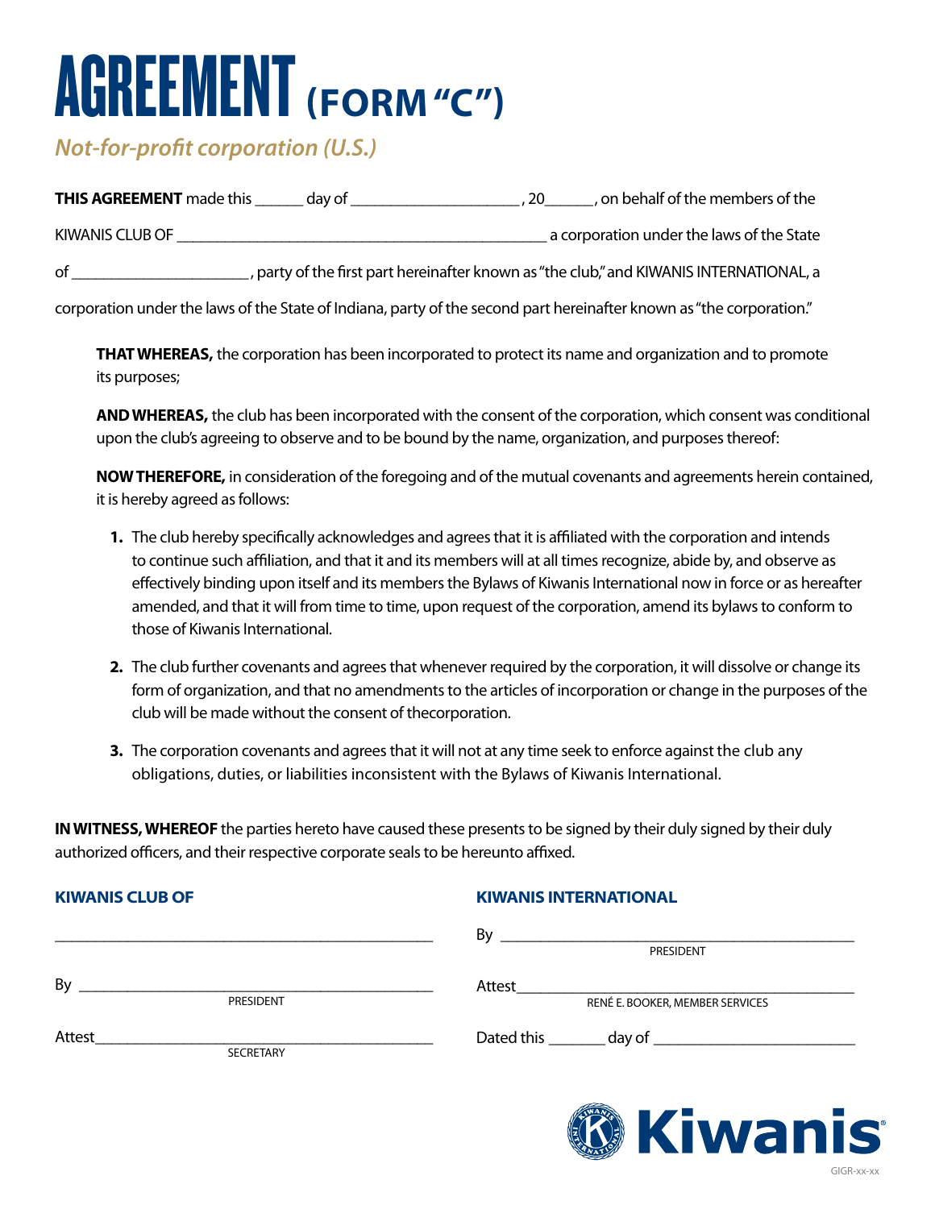# AGREEMENT (FORM "C")

*Not-for-profit corporation (U.S.)*

**THIS AGREEMENT** made this ______ day of ____________________ , 20______ , on behalf of the members of the KIWANIS CLUB OF ____________________________________________ a corporation under the laws of the State of ____________________ , party of the first part hereinafter known as "the club," and KIWANIS INTERNATIONAL, a corporation under the laws of the State of Indiana, party of the second part hereinafter known as "the corporation."

**THAT WHEREAS,** the corporation has been incorporated to protect its name and organization and to promote its purposes;

**AND WHEREAS,** the club has been incorporated with the consent of the corporation, which consent was conditional upon the club's agreeing to observe and to be bound by the name, organization, and purposes thereof:

**NOW THEREFORE,** in consideration of the foregoing and of the mutual covenants and agreements herein contained, it is hereby agreed as follows:

1. The club hereby specifically acknowledges and agrees that it is affiliated with the corporation and intends to continue such affiliation, and that it and its members will at all times recognize, abide by, and observe as effectively binding upon itself and its members the Bylaws of Kiwanis International now in force or as hereafter amended, and that it will from time to time, upon request of the corporation, amend its bylaws to conform to those of Kiwanis International.
2. The club further covenants and agrees that whenever required by the corporation, it will dissolve or change its form of organization, and that no amendments to the articles of incorporation or change in the purposes of the club will be made without the consent of thecorporation.
3. The corporation covenants and agrees that it will not at any time seek to enforce against the club any obligations, duties, or liabilities inconsistent with the Bylaws of Kiwanis International.

**IN WITNESS, WHEREOF** the parties hereto have caused these presents to be signed by their duly signed by their duly authorized officers, and their respective corporate seals to be hereunto affixed.

**KIWANIS CLUB OF**

____________________________________________

By ____________________________________________
PRESIDENT

Attest____________________________________________
SECRETARY

**KIWANIS INTERNATIONAL**

By ____________________________________________
PRESIDENT

Attest____________________________________________
RENÉ E. BOOKER, MEMBER SERVICES

Dated this _______ day of ________________________

GIGR-xx-xx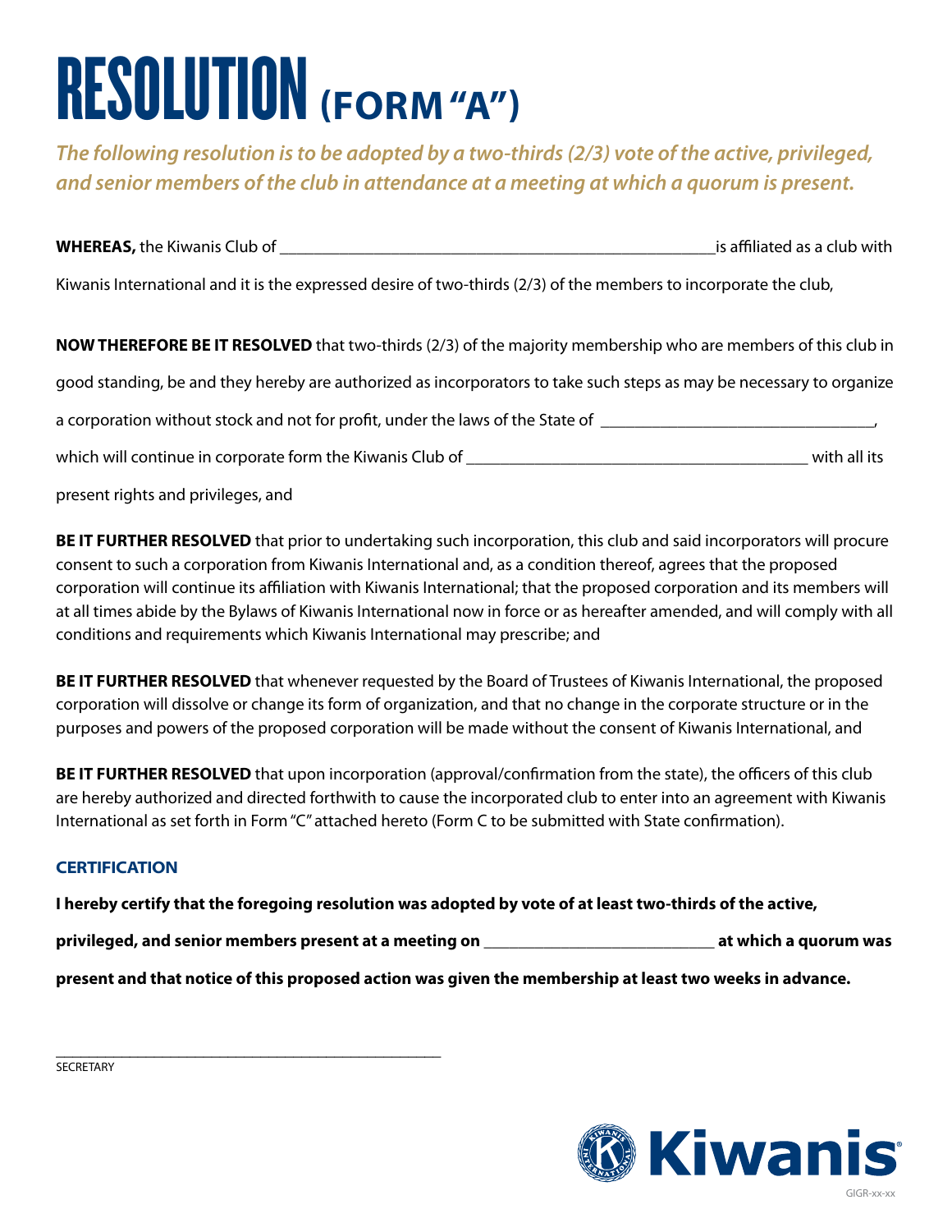# RESOLUTION (FORM "A")

***The following resolution is to be adopted by a two-thirds (2/3) vote of the active, privileged, and senior members of the club in attendance at a meeting at which a quorum is present.***

**WHEREAS,** the Kiwanis Club of ____________________________________________________is affiliated as a club with Kiwanis International and it is the expressed desire of two-thirds (2/3) of the members to incorporate the club,

**NOW THEREFORE BE IT RESOLVED** that two-thirds (2/3) of the majority membership who are members of this club in good standing, be and they hereby are authorized as incorporators to take such steps as may be necessary to organize a corporation without stock and not for profit, under the laws of the State of ________________________________, which will continue in corporate form the Kiwanis Club of ________________________________________ with all its present rights and privileges, and

**BE IT FURTHER RESOLVED** that prior to undertaking such incorporation, this club and said incorporators will procure consent to such a corporation from Kiwanis International and, as a condition thereof, agrees that the proposed corporation will continue its affiliation with Kiwanis International; that the proposed corporation and its members will at all times abide by the Bylaws of Kiwanis International now in force or as hereafter amended, and will comply with all conditions and requirements which Kiwanis International may prescribe; and

**BE IT FURTHER RESOLVED** that whenever requested by the Board of Trustees of Kiwanis International, the proposed corporation will dissolve or change its form of organization, and that no change in the corporate structure or in the purposes and powers of the proposed corporation will be made without the consent of Kiwanis International, and

**BE IT FURTHER RESOLVED** that upon incorporation (approval/confirmation from the state), the officers of this club are hereby authorized and directed forthwith to cause the incorporated club to enter into an agreement with Kiwanis International as set forth in Form "C" attached hereto (Form C to be submitted with State confirmation).

### CERTIFICATION

**I hereby certify that the foregoing resolution was adopted by vote of at least two-thirds of the active, privileged, and senior members present at a meeting on ___________________________ at which a quorum was present and that notice of this proposed action was given the membership at least two weeks in advance.**

______________________________________________________

SECRETARY

Kiwanis

GIGR-xx-xx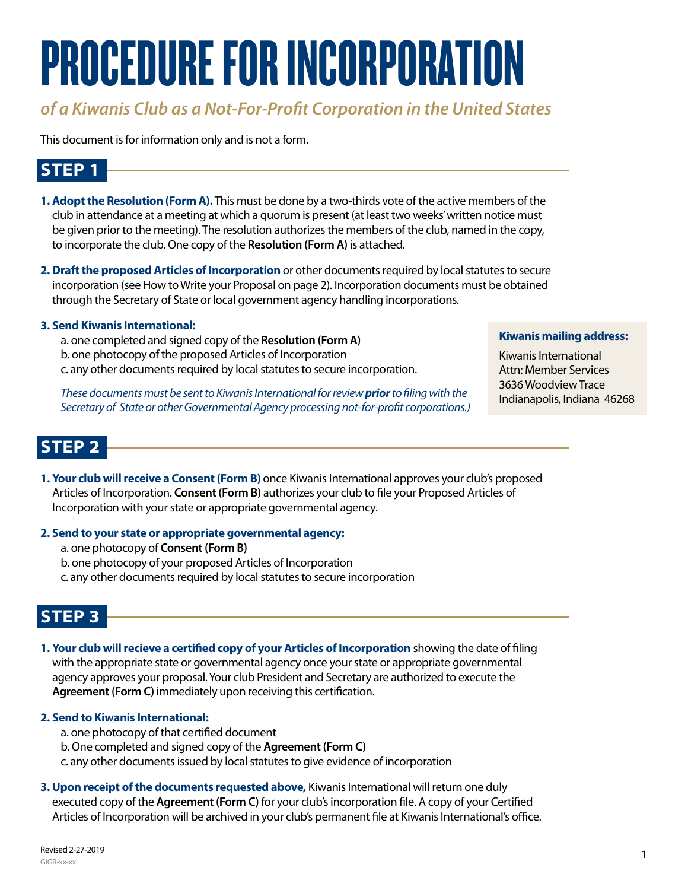# PROCEDURE FOR INCORPORATION

*of a Kiwanis Club as a Not-For-Profit Corporation in the United States*

This document is for information only and is not a form.

## STEP 1

1. **Adopt the Resolution (Form A).** This must be done by a two-thirds vote of the active members of the club in attendance at a meeting at which a quorum is present (at least two weeks' written notice must be given prior to the meeting). The resolution authorizes the members of the club, named in the copy, to incorporate the club. One copy of the **Resolution (Form A)** is attached.

2. **Draft the proposed Articles of Incorporation** or other documents required by local statutes to secure incorporation (see How to Write your Proposal on page 2). Incorporation documents must be obtained through the Secretary of State or local government agency handling incorporations.

3. **Send Kiwanis International:**
   - a. one completed and signed copy of the **Resolution (Form A)**
   - b. one photocopy of the proposed Articles of Incorporation
   - c. any other documents required by local statutes to secure incorporation.

   *These documents must be sent to Kiwanis International for review **prior** to filing with the Secretary of State or other Governmental Agency processing not-for-profit corporations.)*

**Kiwanis mailing address:**

Kiwanis International
Attn: Member Services
3636 Woodview Trace
Indianapolis, Indiana 46268

## STEP 2

1. **Your club will receive a Consent (Form B)** once Kiwanis International approves your club's proposed Articles of Incorporation. **Consent (Form B)** authorizes your club to file your Proposed Articles of Incorporation with your state or appropriate governmental agency.

2. **Send to your state or appropriate governmental agency:**
   - a. one photocopy of **Consent (Form B)**
   - b. one photocopy of your proposed Articles of Incorporation
   - c. any other documents required by local statutes to secure incorporation

## STEP 3

1. **Your club will recieve a certified copy of your Articles of Incorporation** showing the date of filing with the appropriate state or governmental agency once your state or appropriate governmental agency approves your proposal. Your club President and Secretary are authorized to execute the **Agreement (Form C)** immediately upon receiving this certification.

2. **Send to Kiwanis International:**
   - a. one photocopy of that certified document
   - b. One completed and signed copy of the **Agreement (Form C)**
   - c. any other documents issued by local statutes to give evidence of incorporation

3. **Upon receipt of the documents requested above,** Kiwanis International will return one duly executed copy of the **Agreement (Form C)** for your club's incorporation file. A copy of your Certified Articles of Incorporation will be archived in your club's permanent file at Kiwanis International's office.

Revised 2-27-2019
GIGR-xx-xx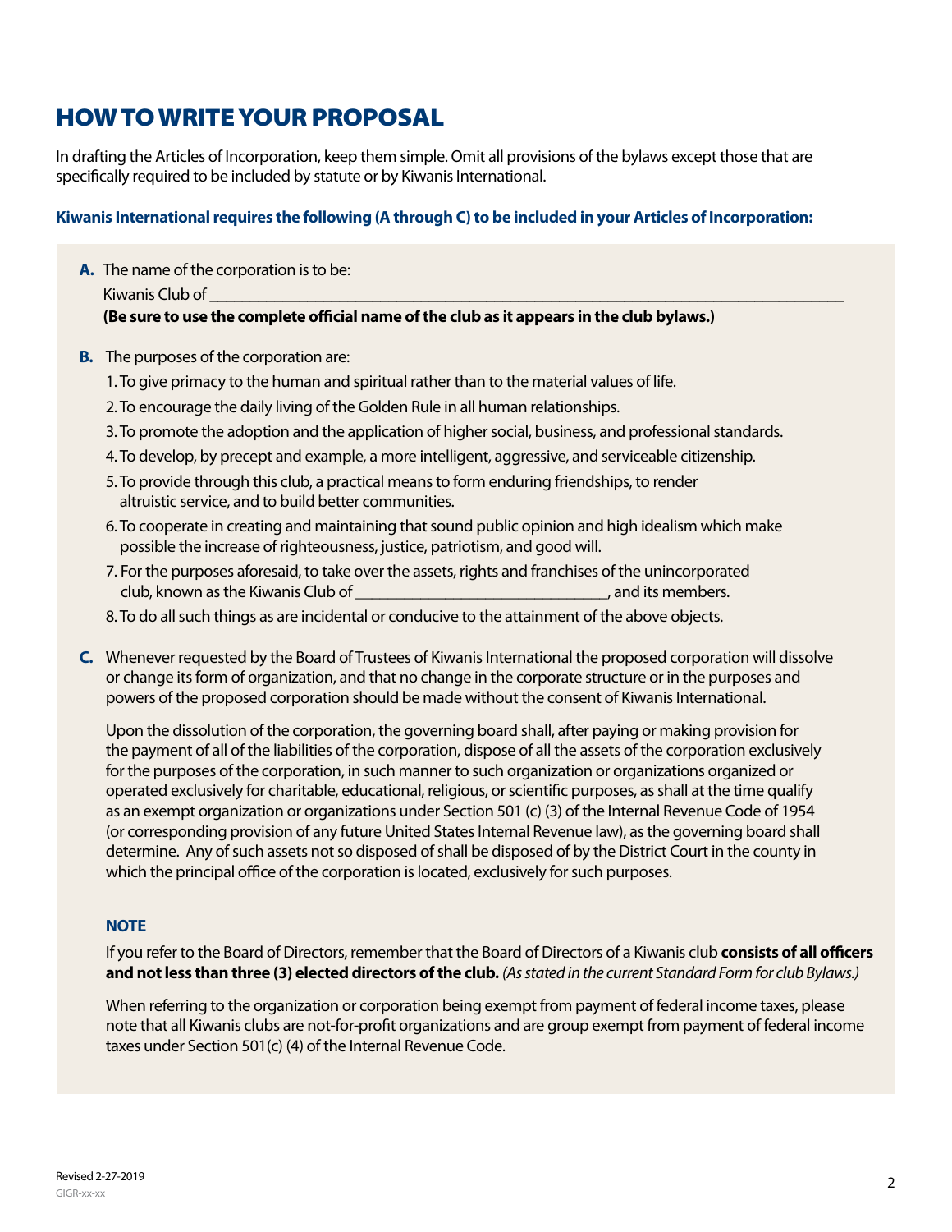# HOW TO WRITE YOUR PROPOSAL

In drafting the Articles of Incorporation, keep them simple. Omit all provisions of the bylaws except those that are specifically required to be included by statute or by Kiwanis International.

**Kiwanis International requires the following (A through C) to be included in your Articles of Incorporation:**

**A.** The name of the corporation is to be:

Kiwanis Club of ______________________________________________________________________

**(Be sure to use the complete official name of the club as it appears in the club bylaws.)**

**B.** The purposes of the corporation are:

1. To give primacy to the human and spiritual rather than to the material values of life.
2. To encourage the daily living of the Golden Rule in all human relationships.
3. To promote the adoption and the application of higher social, business, and professional standards.
4. To develop, by precept and example, a more intelligent, aggressive, and serviceable citizenship.
5. To provide through this club, a practical means to form enduring friendships, to render altruistic service, and to build better communities.
6. To cooperate in creating and maintaining that sound public opinion and high idealism which make possible the increase of righteousness, justice, patriotism, and good will.
7. For the purposes aforesaid, to take over the assets, rights and franchises of the unincorporated club, known as the Kiwanis Club of ______________________________, and its members.
8. To do all such things as are incidental or conducive to the attainment of the above objects.

**C.** Whenever requested by the Board of Trustees of Kiwanis International the proposed corporation will dissolve or change its form of organization, and that no change in the corporate structure or in the purposes and powers of the proposed corporation should be made without the consent of Kiwanis International.

Upon the dissolution of the corporation, the governing board shall, after paying or making provision for the payment of all of the liabilities of the corporation, dispose of all the assets of the corporation exclusively for the purposes of the corporation, in such manner to such organization or organizations organized or operated exclusively for charitable, educational, religious, or scientific purposes, as shall at the time qualify as an exempt organization or organizations under Section 501 (c) (3) of the Internal Revenue Code of 1954 (or corresponding provision of any future United States Internal Revenue law), as the governing board shall determine. Any of such assets not so disposed of shall be disposed of by the District Court in the county in which the principal office of the corporation is located, exclusively for such purposes.

### NOTE

If you refer to the Board of Directors, remember that the Board of Directors of a Kiwanis club **consists of all officers and not less than three (3) elected directors of the club.** *(As stated in the current Standard Form for club Bylaws.)*

When referring to the organization or corporation being exempt from payment of federal income taxes, please note that all Kiwanis clubs are not-for-profit organizations and are group exempt from payment of federal income taxes under Section 501(c) (4) of the Internal Revenue Code.

Revised 2-27-2019
GIGR-xx-xx